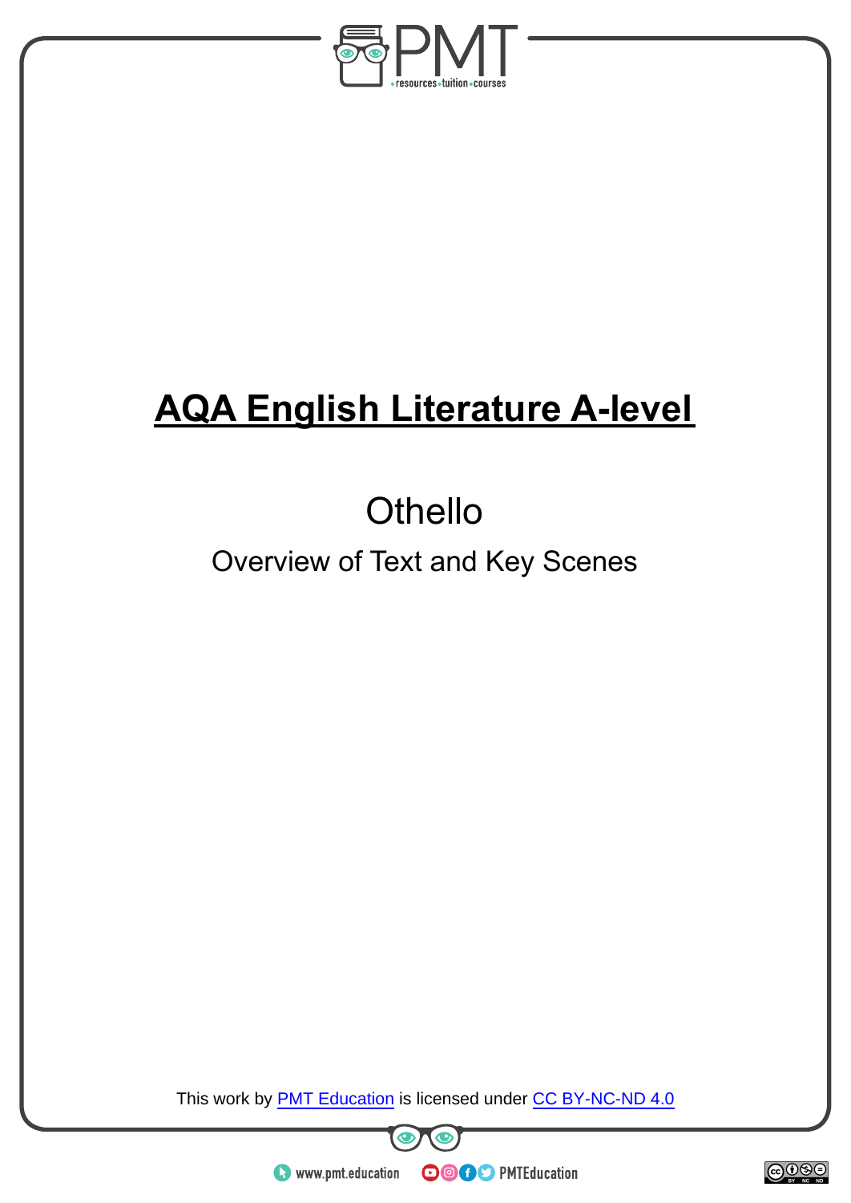# AQA English Literature A-level

## Othello

### Overview of Text and Key Scenes

This work by PMT Education is licensed under CC BY-NC-ND 4.0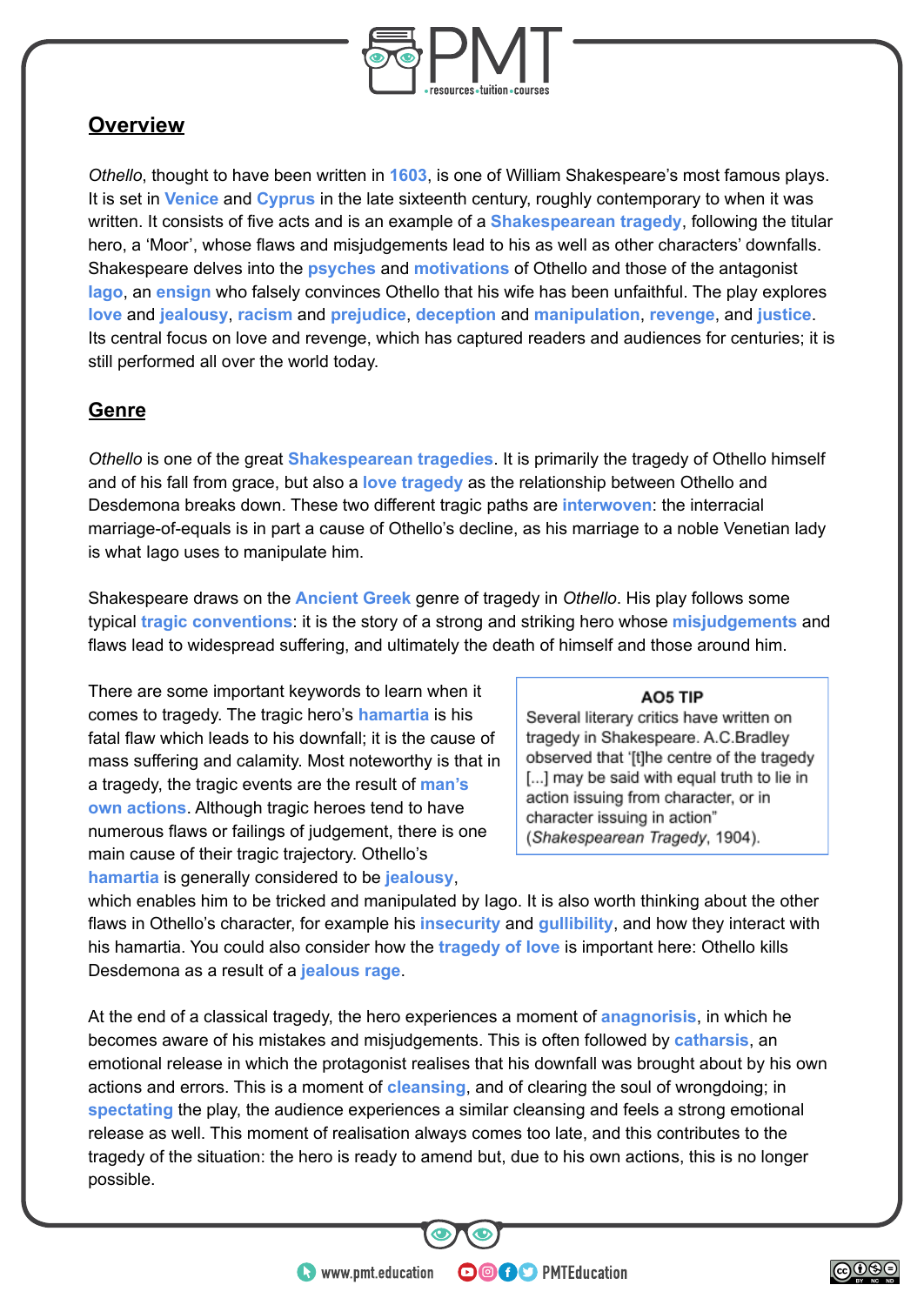## Overview

*Othello*, thought to have been written in **1603**, is one of William Shakespeare's most famous plays. It is set in **Venice** and **Cyprus** in the late sixteenth century, roughly contemporary to when it was written. It consists of five acts and is an example of a **Shakespearean tragedy**, following the titular hero, a 'Moor', whose flaws and misjudgements lead to his as well as other characters' downfalls. Shakespeare delves into the **psyches** and **motivations** of Othello and those of the antagonist **Iago**, an **ensign** who falsely convinces Othello that his wife has been unfaithful. The play explores **love** and **jealousy**, **racism** and **prejudice**, **deception** and **manipulation**, **revenge**, and **justice**. Its central focus on love and revenge, which has captured readers and audiences for centuries; it is still performed all over the world today.

## Genre

*Othello* is one of the great **Shakespearean tragedies**. It is primarily the tragedy of Othello himself and of his fall from grace, but also a **love tragedy** as the relationship between Othello and Desdemona breaks down. These two different tragic paths are **interwoven**: the interracial marriage-of-equals is in part a cause of Othello's decline, as his marriage to a noble Venetian lady is what Iago uses to manipulate him.

Shakespeare draws on the **Ancient Greek** genre of tragedy in *Othello*. His play follows some typical **tragic conventions**: it is the story of a strong and striking hero whose **misjudgements** and flaws lead to widespread suffering, and ultimately the death of himself and those around him.

There are some important keywords to learn when it comes to tragedy. The tragic hero's **hamartia** is his fatal flaw which leads to his downfall; it is the cause of mass suffering and calamity. Most noteworthy is that in a tragedy, the tragic events are the result of **man's own actions**. Although tragic heroes tend to have numerous flaws or failings of judgement, there is one main cause of their tragic trajectory. Othello's **hamartia** is generally considered to be **jealousy**, which enables him to be tricked and manipulated by Iago. It is also worth thinking about the other flaws in Othello's character, for example his **insecurity** and **gullibility**, and how they interact with his hamartia. You could also consider how the **tragedy of love** is important here: Othello kills Desdemona as a result of a **jealous rage**.

> **AO5 TIP**
> Several literary critics have written on tragedy in Shakespeare. A.C.Bradley observed that '[t]he centre of the tragedy [...] may be said with equal truth to lie in action issuing from character, or in character issuing in action" (*Shakespearean Tragedy*, 1904).

At the end of a classical tragedy, the hero experiences a moment of **anagnorisis**, in which he becomes aware of his mistakes and misjudgements. This is often followed by **catharsis**, an emotional release in which the protagonist realises that his downfall was brought about by his own actions and errors. This is a moment of **cleansing**, and of clearing the soul of wrongdoing; in **spectating** the play, the audience experiences a similar cleansing and feels a strong emotional release as well. This moment of realisation always comes too late, and this contributes to the tragedy of the situation: the hero is ready to amend but, due to his own actions, this is no longer possible.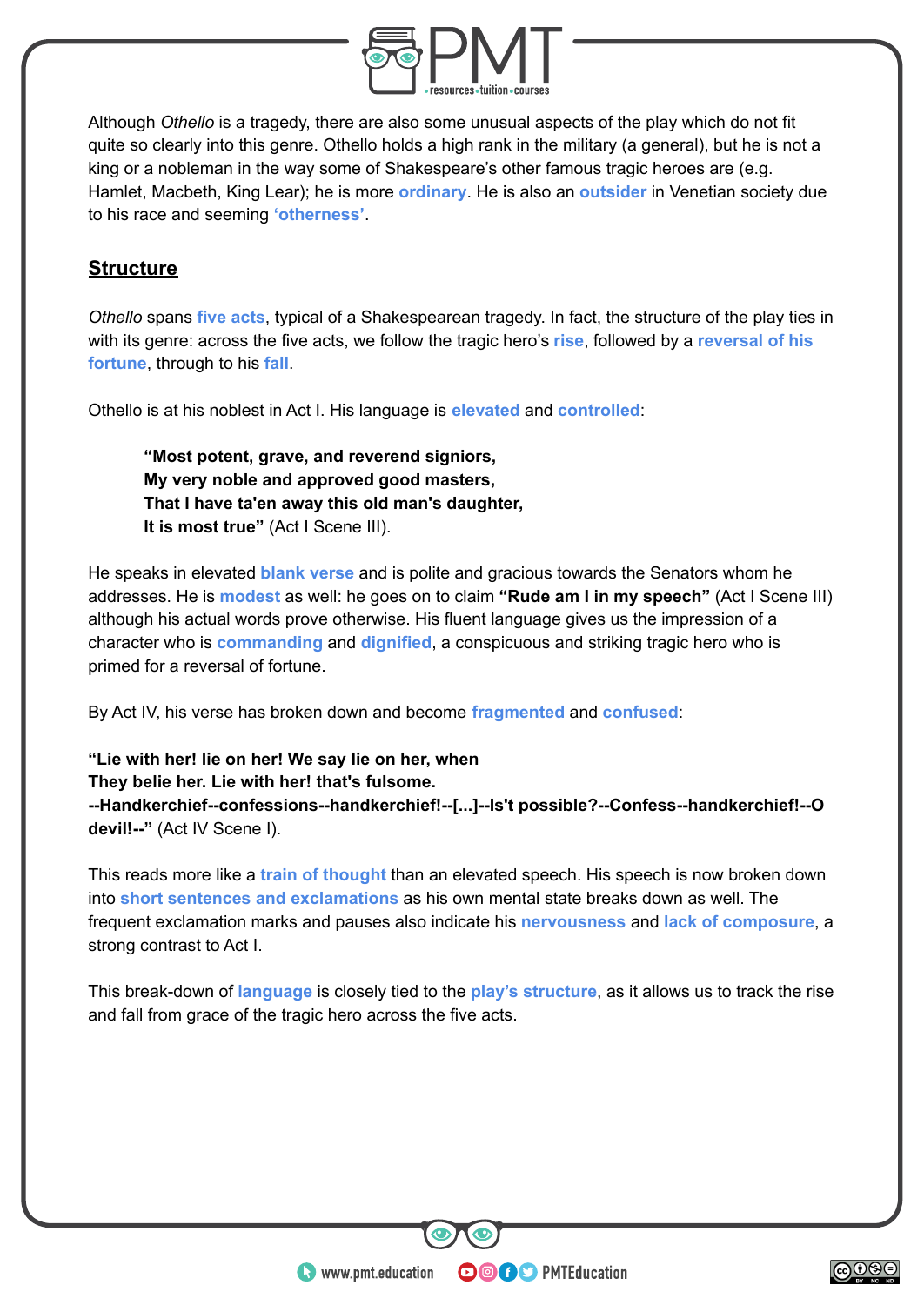Although *Othello* is a tragedy, there are also some unusual aspects of the play which do not fit quite so clearly into this genre. Othello holds a high rank in the military (a general), but he is not a king or a nobleman in the way some of Shakespeare's other famous tragic heroes are (e.g. Hamlet, Macbeth, King Lear); he is more **ordinary**. He is also an **outsider** in Venetian society due to his race and seeming **'otherness'**.

## Structure

*Othello* spans **five acts**, typical of a Shakespearean tragedy. In fact, the structure of the play ties in with its genre: across the five acts, we follow the tragic hero's **rise**, followed by a **reversal of his fortune**, through to his **fall**.

Othello is at his noblest in Act I. His language is **elevated** and **controlled**:

> **"Most potent, grave, and reverend signiors,**
> **My very noble and approved good masters,**
> **That I have ta'en away this old man's daughter,**
> **It is most true"** (Act I Scene III).

He speaks in elevated **blank verse** and is polite and gracious towards the Senators whom he addresses. He is **modest** as well: he goes on to claim **"Rude am I in my speech"** (Act I Scene III) although his actual words prove otherwise. His fluent language gives us the impression of a character who is **commanding** and **dignified**, a conspicuous and striking tragic hero who is primed for a reversal of fortune.

By Act IV, his verse has broken down and become **fragmented** and **confused**:

**"Lie with her! lie on her! We say lie on her, when**
**They belie her. Lie with her! that's fulsome.**
**--Handkerchief--confessions--handkerchief!--[...]--Is't possible?--Confess--handkerchief!--O devil!--"** (Act IV Scene I).

This reads more like a **train of thought** than an elevated speech. His speech is now broken down into **short sentences and exclamations** as his own mental state breaks down as well. The frequent exclamation marks and pauses also indicate his **nervousness** and **lack of composure**, a strong contrast to Act I.

This break-down of **language** is closely tied to the **play's structure**, as it allows us to track the rise and fall from grace of the tragic hero across the five acts.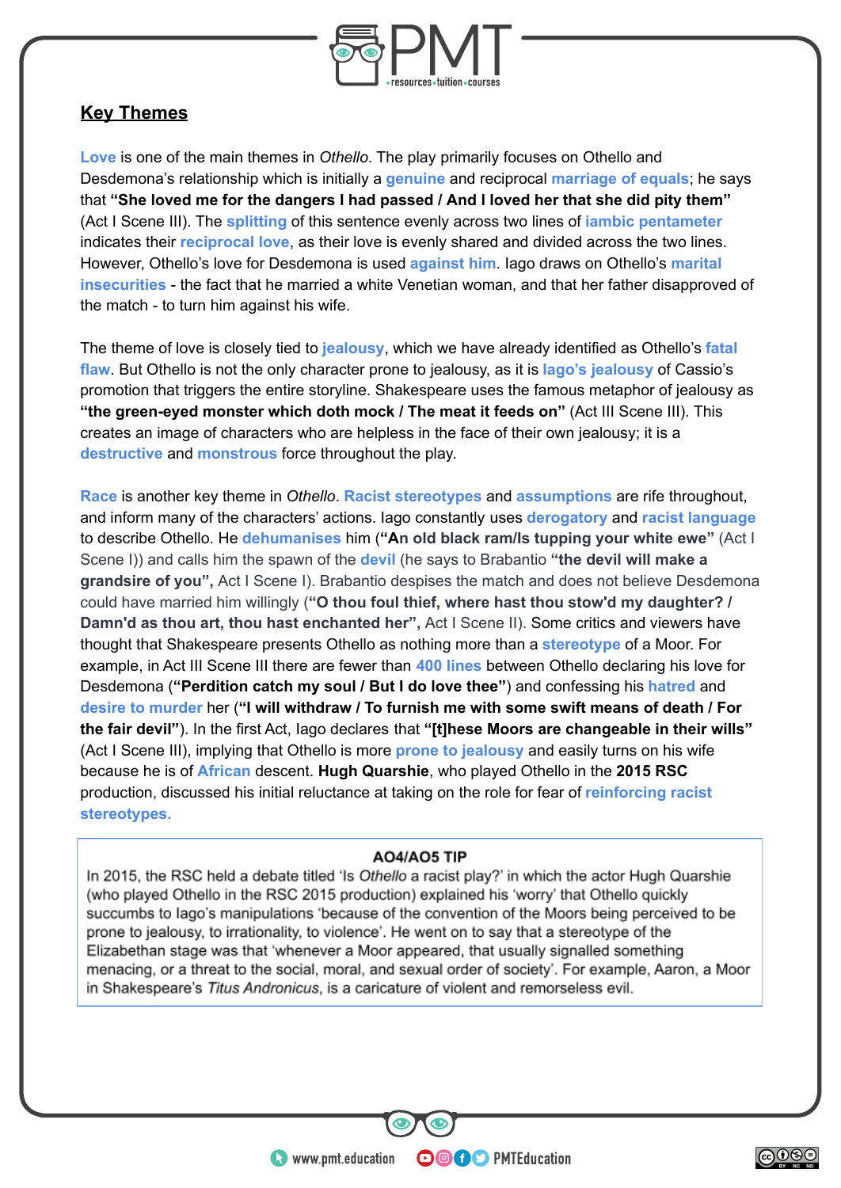## Key Themes

**Love** is one of the main themes in *Othello*. The play primarily focuses on Othello and Desdemona's relationship which is initially a **genuine** and reciprocal **marriage of equals**; he says that **"She loved me for the dangers I had passed / And I loved her that she did pity them"** (Act I Scene III). The **splitting** of this sentence evenly across two lines of **iambic pentameter** indicates their **reciprocal love**, as their love is evenly shared and divided across the two lines. However, Othello's love for Desdemona is used **against him**. Iago draws on Othello's **marital insecurities** - the fact that he married a white Venetian woman, and that her father disapproved of the match - to turn him against his wife.

The theme of love is closely tied to **jealousy**, which we have already identified as Othello's **fatal flaw**. But Othello is not the only character prone to jealousy, as it is **Iago's jealousy** of Cassio's promotion that triggers the entire storyline. Shakespeare uses the famous metaphor of jealousy as **"the green-eyed monster which doth mock / The meat it feeds on"** (Act III Scene III). This creates an image of characters who are helpless in the face of their own jealousy; it is a **destructive** and **monstrous** force throughout the play.

**Race** is another key theme in *Othello*. **Racist stereotypes** and **assumptions** are rife throughout, and inform many of the characters' actions. Iago constantly uses **derogatory** and **racist language** to describe Othello. He **dehumanises** him (**"An old black ram/Is tupping your white ewe"** (Act I Scene I)) and calls him the spawn of the **devil** (he says to Brabantio **"the devil will make a grandsire of you"**, Act I Scene I). Brabantio despises the match and does not believe Desdemona could have married him willingly (**"O thou foul thief, where hast thou stow'd my daughter? / Damn'd as thou art, thou hast enchanted her"**, Act I Scene II). Some critics and viewers have thought that Shakespeare presents Othello as nothing more than a **stereotype** of a Moor. For example, in Act III Scene III there are fewer than **400 lines** between Othello declaring his love for Desdemona (**"Perdition catch my soul / But I do love thee"**) and confessing his **hatred** and **desire to murder** her (**"I will withdraw / To furnish me with some swift means of death / For the fair devil"**). In the first Act, Iago declares that **"[t]hese Moors are changeable in their wills"** (Act I Scene III), implying that Othello is more **prone to jealousy** and easily turns on his wife because he is of **African** descent. **Hugh Quarshie**, who played Othello in the **2015 RSC** production, discussed his initial reluctance at taking on the role for fear of **reinforcing racist stereotypes.**

> **AO4/AO5 TIP**
>
> In 2015, the RSC held a debate titled 'Is *Othello* a racist play?' in which the actor Hugh Quarshie (who played Othello in the RSC 2015 production) explained his 'worry' that Othello quickly succumbs to Iago's manipulations 'because of the convention of the Moors being perceived to be prone to jealousy, to irrationality, to violence'. He went on to say that a stereotype of the Elizabethan stage was that 'whenever a Moor appeared, that usually signalled something menacing, or a threat to the social, moral, and sexual order of society'. For example, Aaron, a Moor in Shakespeare's *Titus Andronicus*, is a caricature of violent and remorseless evil.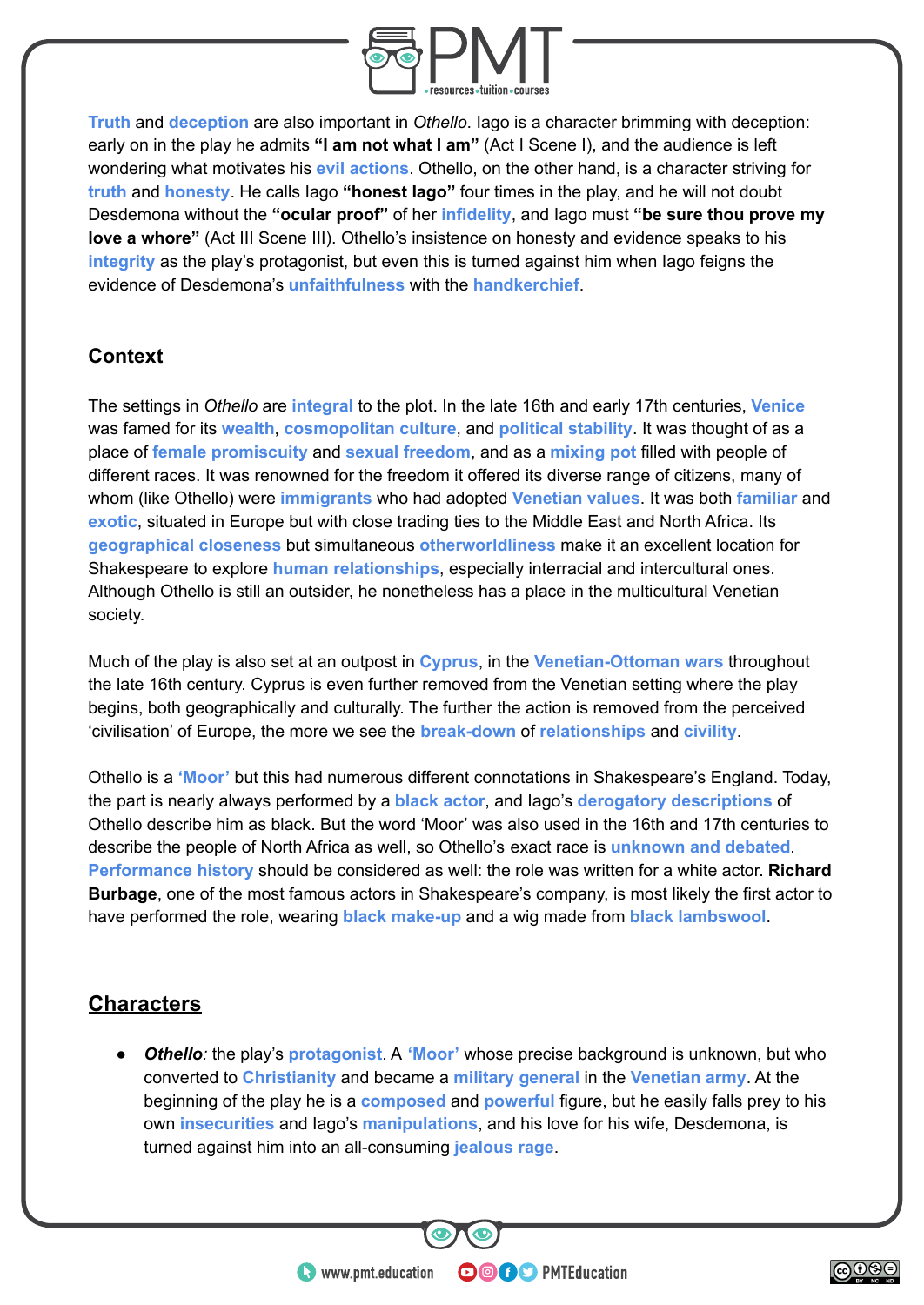Truth and deception are also important in *Othello*. Iago is a character brimming with deception: early on in the play he admits **"I am not what I am"** (Act I Scene I), and the audience is left wondering what motivates his evil actions. Othello, on the other hand, is a character striving for truth and honesty. He calls Iago **"honest Iago"** four times in the play, and he will not doubt Desdemona without the **"ocular proof"** of her infidelity, and Iago must **"be sure thou prove my love a whore"** (Act III Scene III). Othello's insistence on honesty and evidence speaks to his integrity as the play's protagonist, but even this is turned against him when Iago feigns the evidence of Desdemona's unfaithfulness with the handkerchief.

## Context

The settings in *Othello* are integral to the plot. In the late 16th and early 17th centuries, Venice was famed for its wealth, cosmopolitan culture, and political stability. It was thought of as a place of female promiscuity and sexual freedom, and as a mixing pot filled with people of different races. It was renowned for the freedom it offered its diverse range of citizens, many of whom (like Othello) were immigrants who had adopted Venetian values. It was both familiar and exotic, situated in Europe but with close trading ties to the Middle East and North Africa. Its geographical closeness but simultaneous otherworldliness make it an excellent location for Shakespeare to explore human relationships, especially interracial and intercultural ones. Although Othello is still an outsider, he nonetheless has a place in the multicultural Venetian society.

Much of the play is also set at an outpost in Cyprus, in the Venetian-Ottoman wars throughout the late 16th century. Cyprus is even further removed from the Venetian setting where the play begins, both geographically and culturally. The further the action is removed from the perceived 'civilisation' of Europe, the more we see the break-down of relationships and civility.

Othello is a 'Moor' but this had numerous different connotations in Shakespeare's England. Today, the part is nearly always performed by a black actor, and Iago's derogatory descriptions of Othello describe him as black. But the word 'Moor' was also used in the 16th and 17th centuries to describe the people of North Africa as well, so Othello's exact race is unknown and debated. Performance history should be considered as well: the role was written for a white actor. **Richard Burbage**, one of the most famous actors in Shakespeare's company, is most likely the first actor to have performed the role, wearing black make-up and a wig made from black lambswool.

## Characters

- ***Othello****:* the play's protagonist. A 'Moor' whose precise background is unknown, but who converted to Christianity and became a military general in the Venetian army. At the beginning of the play he is a composed and powerful figure, but he easily falls prey to his own insecurities and Iago's manipulations, and his love for his wife, Desdemona, is turned against him into an all-consuming jealous rage.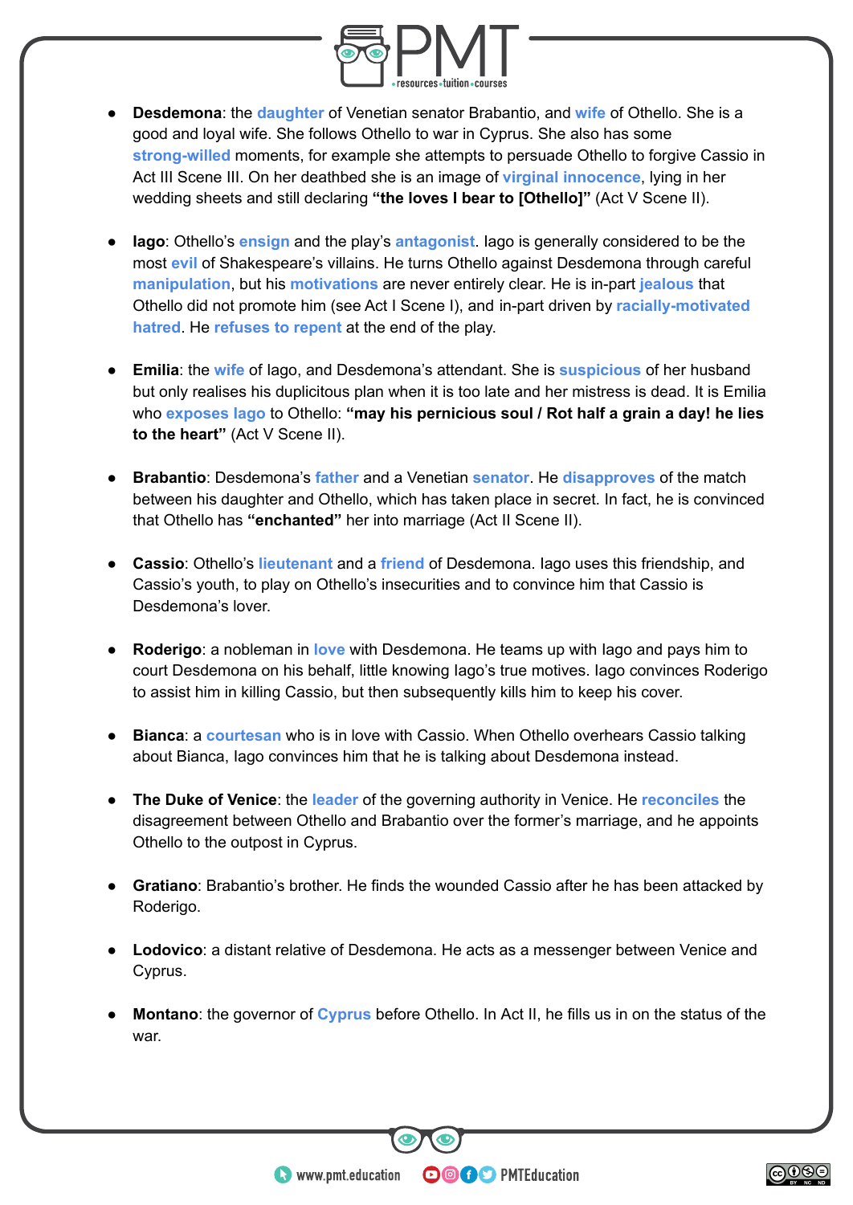- **Desdemona**: the daughter of Venetian senator Brabantio, and wife of Othello. She is a good and loyal wife. She follows Othello to war in Cyprus. She also has some strong-willed moments, for example she attempts to persuade Othello to forgive Cassio in Act III Scene III. On her deathbed she is an image of virginal innocence, lying in her wedding sheets and still declaring **"the loves I bear to [Othello]"** (Act V Scene II).

- **Iago**: Othello's ensign and the play's antagonist. Iago is generally considered to be the most evil of Shakespeare's villains. He turns Othello against Desdemona through careful manipulation, but his motivations are never entirely clear. He is in-part jealous that Othello did not promote him (see Act I Scene I), and in-part driven by racially-motivated hatred. He refuses to repent at the end of the play.

- **Emilia**: the wife of Iago, and Desdemona's attendant. She is suspicious of her husband but only realises his duplicitous plan when it is too late and her mistress is dead. It is Emilia who exposes Iago to Othello: **"may his pernicious soul / Rot half a grain a day! he lies to the heart"** (Act V Scene II).

- **Brabantio**: Desdemona's father and a Venetian senator. He disapproves of the match between his daughter and Othello, which has taken place in secret. In fact, he is convinced that Othello has **"enchanted"** her into marriage (Act II Scene II).

- **Cassio**: Othello's lieutenant and a friend of Desdemona. Iago uses this friendship, and Cassio's youth, to play on Othello's insecurities and to convince him that Cassio is Desdemona's lover.

- **Roderigo**: a nobleman in love with Desdemona. He teams up with Iago and pays him to court Desdemona on his behalf, little knowing Iago's true motives. Iago convinces Roderigo to assist him in killing Cassio, but then subsequently kills him to keep his cover.

- **Bianca**: a courtesan who is in love with Cassio. When Othello overhears Cassio talking about Bianca, Iago convinces him that he is talking about Desdemona instead.

- **The Duke of Venice**: the leader of the governing authority in Venice. He reconciles the disagreement between Othello and Brabantio over the former's marriage, and he appoints Othello to the outpost in Cyprus.

- **Gratiano**: Brabantio's brother. He finds the wounded Cassio after he has been attacked by Roderigo.

- **Lodovico**: a distant relative of Desdemona. He acts as a messenger between Venice and Cyprus.

- **Montano**: the governor of Cyprus before Othello. In Act II, he fills us in on the status of the war.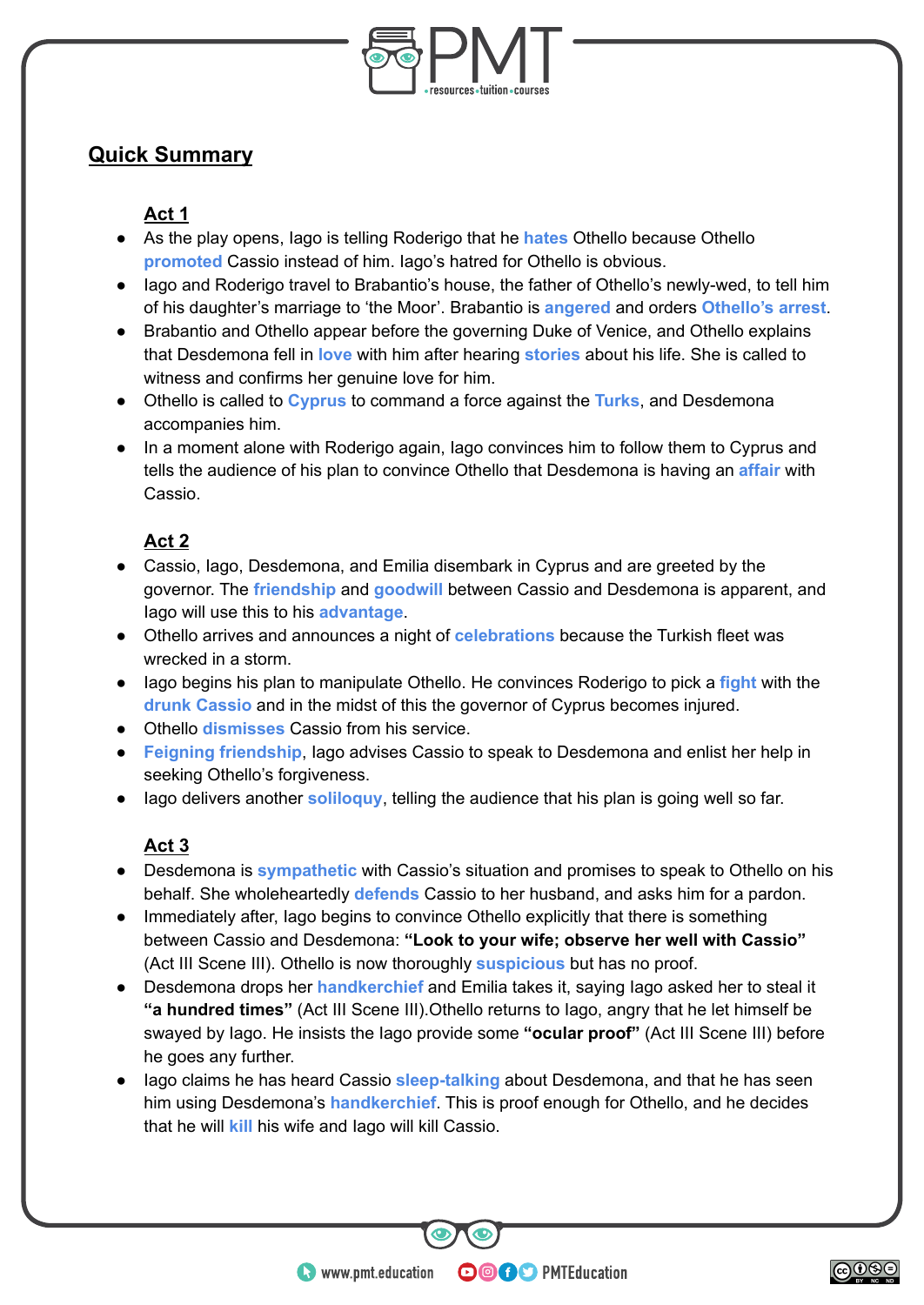## Quick Summary

### Act 1

- As the play opens, Iago is telling Roderigo that he **hates** Othello because Othello **promoted** Cassio instead of him. Iago's hatred for Othello is obvious.
- Iago and Roderigo travel to Brabantio's house, the father of Othello's newly-wed, to tell him of his daughter's marriage to 'the Moor'. Brabantio is **angered** and orders **Othello's arrest**.
- Brabantio and Othello appear before the governing Duke of Venice, and Othello explains that Desdemona fell in **love** with him after hearing **stories** about his life. She is called to witness and confirms her genuine love for him.
- Othello is called to **Cyprus** to command a force against the **Turks**, and Desdemona accompanies him.
- In a moment alone with Roderigo again, Iago convinces him to follow them to Cyprus and tells the audience of his plan to convince Othello that Desdemona is having an **affair** with Cassio.

### Act 2

- Cassio, Iago, Desdemona, and Emilia disembark in Cyprus and are greeted by the governor. The **friendship** and **goodwill** between Cassio and Desdemona is apparent, and Iago will use this to his **advantage**.
- Othello arrives and announces a night of **celebrations** because the Turkish fleet was wrecked in a storm.
- Iago begins his plan to manipulate Othello. He convinces Roderigo to pick a **fight** with the **drunk Cassio** and in the midst of this the governor of Cyprus becomes injured.
- Othello **dismisses** Cassio from his service.
- **Feigning friendship**, Iago advises Cassio to speak to Desdemona and enlist her help in seeking Othello's forgiveness.
- Iago delivers another **soliloquy**, telling the audience that his plan is going well so far.

### Act 3

- Desdemona is **sympathetic** with Cassio's situation and promises to speak to Othello on his behalf. She wholeheartedly **defends** Cassio to her husband, and asks him for a pardon.
- Immediately after, Iago begins to convince Othello explicitly that there is something between Cassio and Desdemona: **"Look to your wife; observe her well with Cassio"** (Act III Scene III). Othello is now thoroughly **suspicious** but has no proof.
- Desdemona drops her **handkerchief** and Emilia takes it, saying Iago asked her to steal it **"a hundred times"** (Act III Scene III).Othello returns to Iago, angry that he let himself be swayed by Iago. He insists the Iago provide some **"ocular proof"** (Act III Scene III) before he goes any further.
- Iago claims he has heard Cassio **sleep-talking** about Desdemona, and that he has seen him using Desdemona's **handkerchief**. This is proof enough for Othello, and he decides that he will **kill** his wife and Iago will kill Cassio.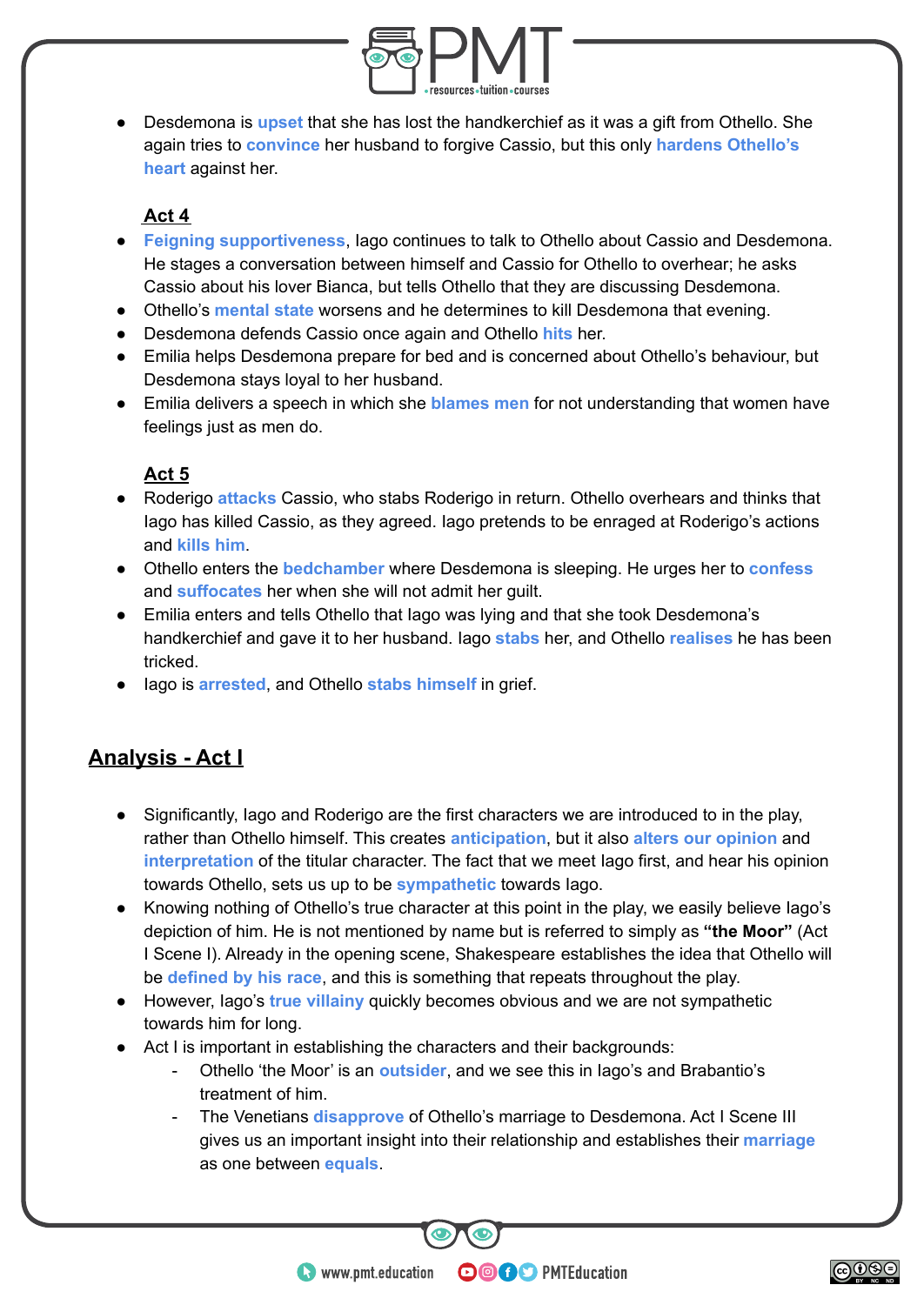- Desdemona is **upset** that she has lost the handkerchief as it was a gift from Othello. She again tries to **convince** her husband to forgive Cassio, but this only **hardens Othello's heart** against her.

### Act 4

- **Feigning supportiveness**, Iago continues to talk to Othello about Cassio and Desdemona. He stages a conversation between himself and Cassio for Othello to overhear; he asks Cassio about his lover Bianca, but tells Othello that they are discussing Desdemona.
- Othello's **mental state** worsens and he determines to kill Desdemona that evening.
- Desdemona defends Cassio once again and Othello **hits** her.
- Emilia helps Desdemona prepare for bed and is concerned about Othello's behaviour, but Desdemona stays loyal to her husband.
- Emilia delivers a speech in which she **blames men** for not understanding that women have feelings just as men do.

### Act 5

- Roderigo **attacks** Cassio, who stabs Roderigo in return. Othello overhears and thinks that Iago has killed Cassio, as they agreed. Iago pretends to be enraged at Roderigo's actions and **kills him**.
- Othello enters the **bedchamber** where Desdemona is sleeping. He urges her to **confess** and **suffocates** her when she will not admit her guilt.
- Emilia enters and tells Othello that Iago was lying and that she took Desdemona's handkerchief and gave it to her husband. Iago **stabs** her, and Othello **realises** he has been tricked.
- Iago is **arrested**, and Othello **stabs himself** in grief.

## Analysis - Act I

- Significantly, Iago and Roderigo are the first characters we are introduced to in the play, rather than Othello himself. This creates **anticipation**, but it also **alters our opinion** and **interpretation** of the titular character. The fact that we meet Iago first, and hear his opinion towards Othello, sets us up to be **sympathetic** towards Iago.
- Knowing nothing of Othello's true character at this point in the play, we easily believe Iago's depiction of him. He is not mentioned by name but is referred to simply as **"the Moor"** (Act I Scene I). Already in the opening scene, Shakespeare establishes the idea that Othello will be **defined by his race**, and this is something that repeats throughout the play.
- However, Iago's **true villainy** quickly becomes obvious and we are not sympathetic towards him for long.
- Act I is important in establishing the characters and their backgrounds:
  - Othello 'the Moor' is an **outsider**, and we see this in Iago's and Brabantio's treatment of him.
  - The Venetians **disapprove** of Othello's marriage to Desdemona. Act I Scene III gives us an important insight into their relationship and establishes their **marriage** as one between **equals**.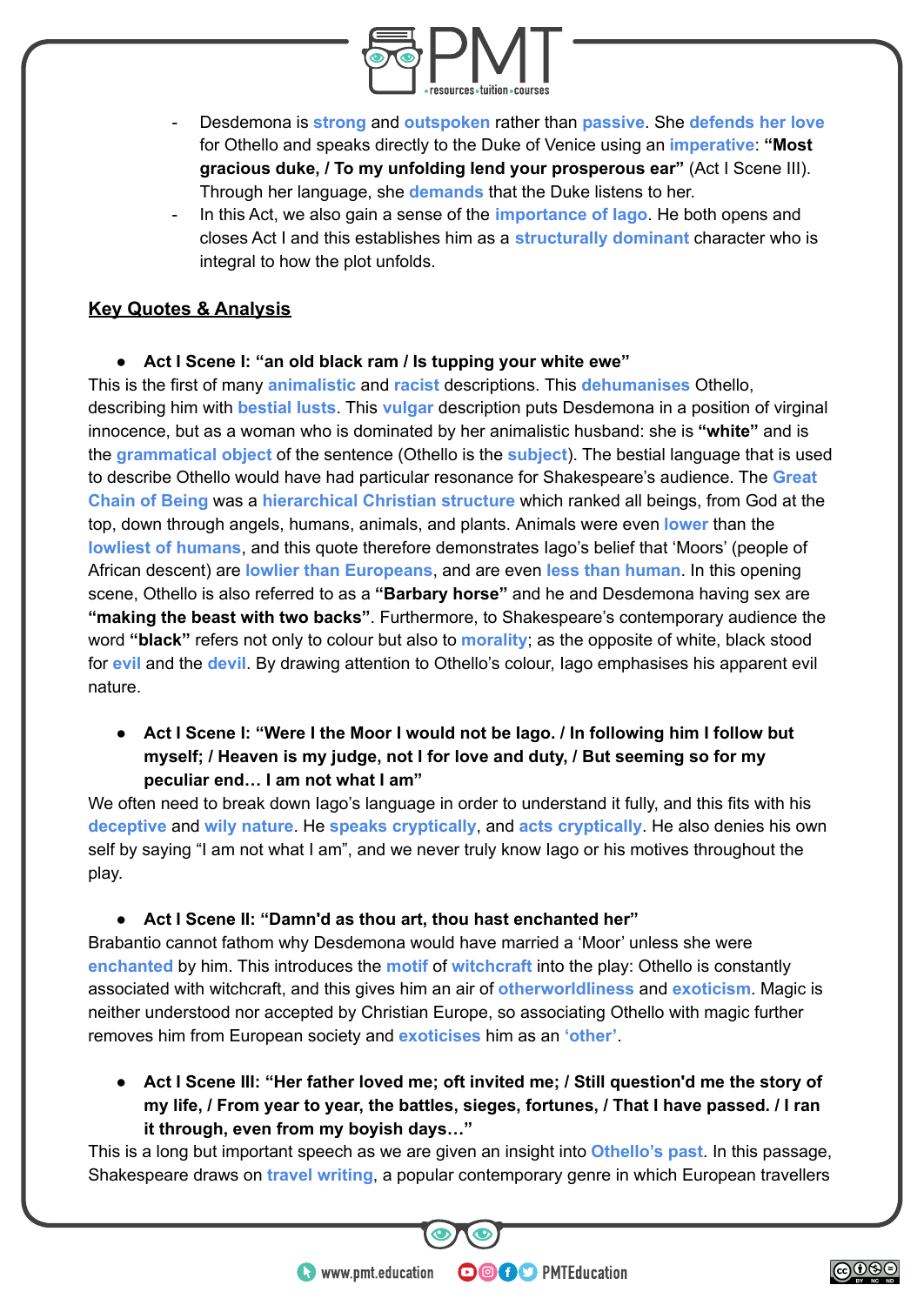- Desdemona is **strong** and **outspoken** rather than **passive**. She **defends her love** for Othello and speaks directly to the Duke of Venice using an **imperative**: **"Most gracious duke, / To my unfolding lend your prosperous ear"** (Act I Scene III). Through her language, she **demands** that the Duke listens to her.
- In this Act, we also gain a sense of the **importance of Iago**. He both opens and closes Act I and this establishes him as a **structurally dominant** character who is integral to how the plot unfolds.

## Key Quotes & Analysis

- **Act I Scene I: "an old black ram / Is tupping your white ewe"**

This is the first of many **animalistic** and **racist** descriptions. This **dehumanises** Othello, describing him with **bestial lusts**. This **vulgar** description puts Desdemona in a position of virginal innocence, but as a woman who is dominated by her animalistic husband: she is **"white"** and is the **grammatical object** of the sentence (Othello is the **subject**). The bestial language that is used to describe Othello would have had particular resonance for Shakespeare's audience. The **Great Chain of Being** was a **hierarchical Christian structure** which ranked all beings, from God at the top, down through angels, humans, animals, and plants. Animals were even **lower** than the **lowliest of humans**, and this quote therefore demonstrates Iago's belief that 'Moors' (people of African descent) are **lowlier than Europeans**, and are even **less than human**. In this opening scene, Othello is also referred to as a **"Barbary horse"** and he and Desdemona having sex are **"making the beast with two backs"**. Furthermore, to Shakespeare's contemporary audience the word **"black"** refers not only to colour but also to **morality**; as the opposite of white, black stood for **evil** and the **devil**. By drawing attention to Othello's colour, Iago emphasises his apparent evil nature.

- **Act I Scene I: "Were I the Moor I would not be Iago. / In following him I follow but myself; / Heaven is my judge, not I for love and duty, / But seeming so for my peculiar end… I am not what I am"**

We often need to break down Iago's language in order to understand it fully, and this fits with his **deceptive** and **wily nature**. He **speaks cryptically**, and **acts cryptically**. He also denies his own self by saying "I am not what I am", and we never truly know Iago or his motives throughout the play.

- **Act I Scene II: "Damn'd as thou art, thou hast enchanted her"**

Brabantio cannot fathom why Desdemona would have married a 'Moor' unless she were **enchanted** by him. This introduces the **motif** of **witchcraft** into the play: Othello is constantly associated with witchcraft, and this gives him an air of **otherworldliness** and **exoticism**. Magic is neither understood nor accepted by Christian Europe, so associating Othello with magic further removes him from European society and **exoticises** him as an **'other'**.

- **Act I Scene III: "Her father loved me; oft invited me; / Still question'd me the story of my life, / From year to year, the battles, sieges, fortunes, / That I have passed. / I ran it through, even from my boyish days…"**

This is a long but important speech as we are given an insight into **Othello's past**. In this passage, Shakespeare draws on **travel writing**, a popular contemporary genre in which European travellers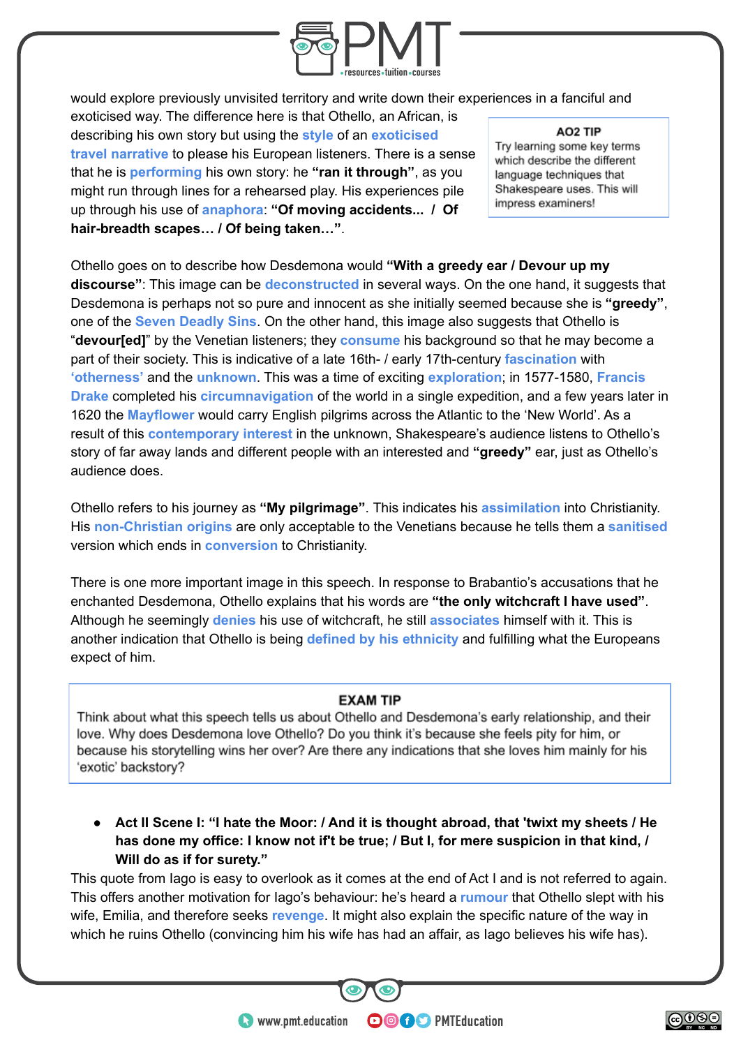would explore previously unvisited territory and write down their experiences in a fanciful and exoticised way. The difference here is that Othello, an African, is describing his own story but using the **style** of an **exoticised travel narrative** to please his European listeners. There is a sense that he is **performing** his own story: he **"ran it through"**, as you might run through lines for a rehearsed play. His experiences pile up through his use of **anaphora**: **"Of moving accidents... / Of hair-breadth scapes… / Of being taken…"**.

> **AO2 TIP**
> Try learning some key terms which describe the different language techniques that Shakespeare uses. This will impress examiners!

Othello goes on to describe how Desdemona would **"With a greedy ear / Devour up my discourse"**: This image can be **deconstructed** in several ways. On the one hand, it suggests that Desdemona is perhaps not so pure and innocent as she initially seemed because she is **"greedy"**, one of the **Seven Deadly Sins**. On the other hand, this image also suggests that Othello is "**devour[ed]**" by the Venetian listeners; they **consume** his background so that he may become a part of their society. This is indicative of a late 16th- / early 17th-century **fascination** with **'otherness'** and the **unknown**. This was a time of exciting **exploration**; in 1577-1580, **Francis Drake** completed his **circumnavigation** of the world in a single expedition, and a few years later in 1620 the **Mayflower** would carry English pilgrims across the Atlantic to the 'New World'. As a result of this **contemporary interest** in the unknown, Shakespeare's audience listens to Othello's story of far away lands and different people with an interested and **"greedy"** ear, just as Othello's audience does.

Othello refers to his journey as **"My pilgrimage"**. This indicates his **assimilation** into Christianity. His **non-Christian origins** are only acceptable to the Venetians because he tells them a **sanitised** version which ends in **conversion** to Christianity.

There is one more important image in this speech. In response to Brabantio's accusations that he enchanted Desdemona, Othello explains that his words are **"the only witchcraft I have used"**. Although he seemingly **denies** his use of witchcraft, he still **associates** himself with it. This is another indication that Othello is being **defined by his ethnicity** and fulfilling what the Europeans expect of him.

> **EXAM TIP**
> Think about what this speech tells us about Othello and Desdemona's early relationship, and their love. Why does Desdemona love Othello? Do you think it's because she feels pity for him, or because his storytelling wins her over? Are there any indications that she loves him mainly for his 'exotic' backstory?

- **Act II Scene I: "I hate the Moor: / And it is thought abroad, that 'twixt my sheets / He has done my office: I know not if't be true; / But I, for mere suspicion in that kind, / Will do as if for surety."**

This quote from Iago is easy to overlook as it comes at the end of Act I and is not referred to again. This offers another motivation for Iago's behaviour: he's heard a **rumour** that Othello slept with his wife, Emilia, and therefore seeks **revenge**. It might also explain the specific nature of the way in which he ruins Othello (convincing him his wife has had an affair, as Iago believes his wife has).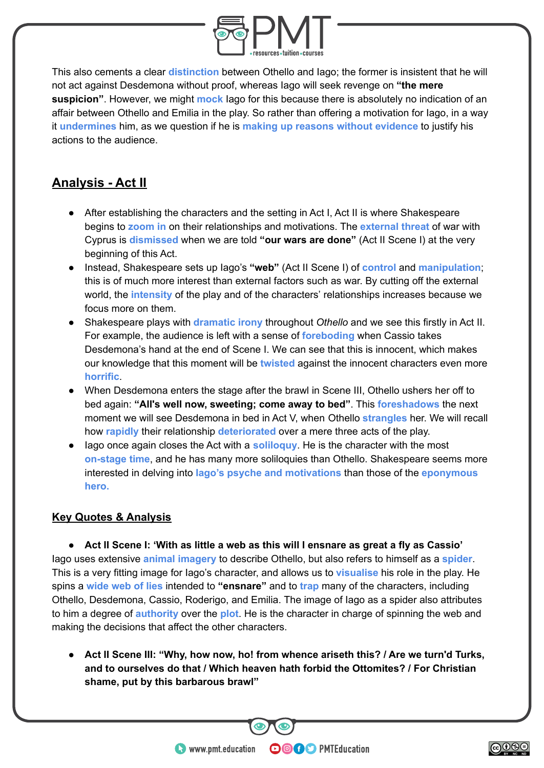This also cements a clear **distinction** between Othello and Iago; the former is insistent that he will not act against Desdemona without proof, whereas Iago will seek revenge on **"the mere suspicion"**. However, we might **mock** Iago for this because there is absolutely no indication of an affair between Othello and Emilia in the play. So rather than offering a motivation for Iago, in a way it **undermines** him, as we question if he is **making up reasons without evidence** to justify his actions to the audience.

## Analysis - Act II

- After establishing the characters and the setting in Act I, Act II is where Shakespeare begins to **zoom in** on their relationships and motivations. The **external threat** of war with Cyprus is **dismissed** when we are told **"our wars are done"** (Act II Scene I) at the very beginning of this Act.
- Instead, Shakespeare sets up Iago's **"web"** (Act II Scene I) of **control** and **manipulation**; this is of much more interest than external factors such as war. By cutting off the external world, the **intensity** of the play and of the characters' relationships increases because we focus more on them.
- Shakespeare plays with **dramatic irony** throughout *Othello* and we see this firstly in Act II. For example, the audience is left with a sense of **foreboding** when Cassio takes Desdemona's hand at the end of Scene I. We can see that this is innocent, which makes our knowledge that this moment will be **twisted** against the innocent characters even more **horrific**.
- When Desdemona enters the stage after the brawl in Scene III, Othello ushers her off to bed again: **"All's well now, sweeting; come away to bed"**. This **foreshadows** the next moment we will see Desdemona in bed in Act V, when Othello **strangles** her. We will recall how **rapidly** their relationship **deteriorated** over a mere three acts of the play.
- Iago once again closes the Act with a **soliloquy**. He is the character with the most **on-stage time**, and he has many more soliloquies than Othello. Shakespeare seems more interested in delving into **Iago's psyche and motivations** than those of the **eponymous hero.**

## Key Quotes & Analysis

- **Act II Scene I: 'With as little a web as this will I ensnare as great a fly as Cassio'**

Iago uses extensive **animal imagery** to describe Othello, but also refers to himself as a **spider**. This is a very fitting image for Iago's character, and allows us to **visualise** his role in the play. He spins a **wide web of lies** intended to **"ensnare"** and to **trap** many of the characters, including Othello, Desdemona, Cassio, Roderigo, and Emilia. The image of Iago as a spider also attributes to him a degree of **authority** over the **plot**. He is the character in charge of spinning the web and making the decisions that affect the other characters.

- **Act II Scene III: "Why, how now, ho! from whence ariseth this? / Are we turn'd Turks, and to ourselves do that / Which heaven hath forbid the Ottomites? / For Christian shame, put by this barbarous brawl"**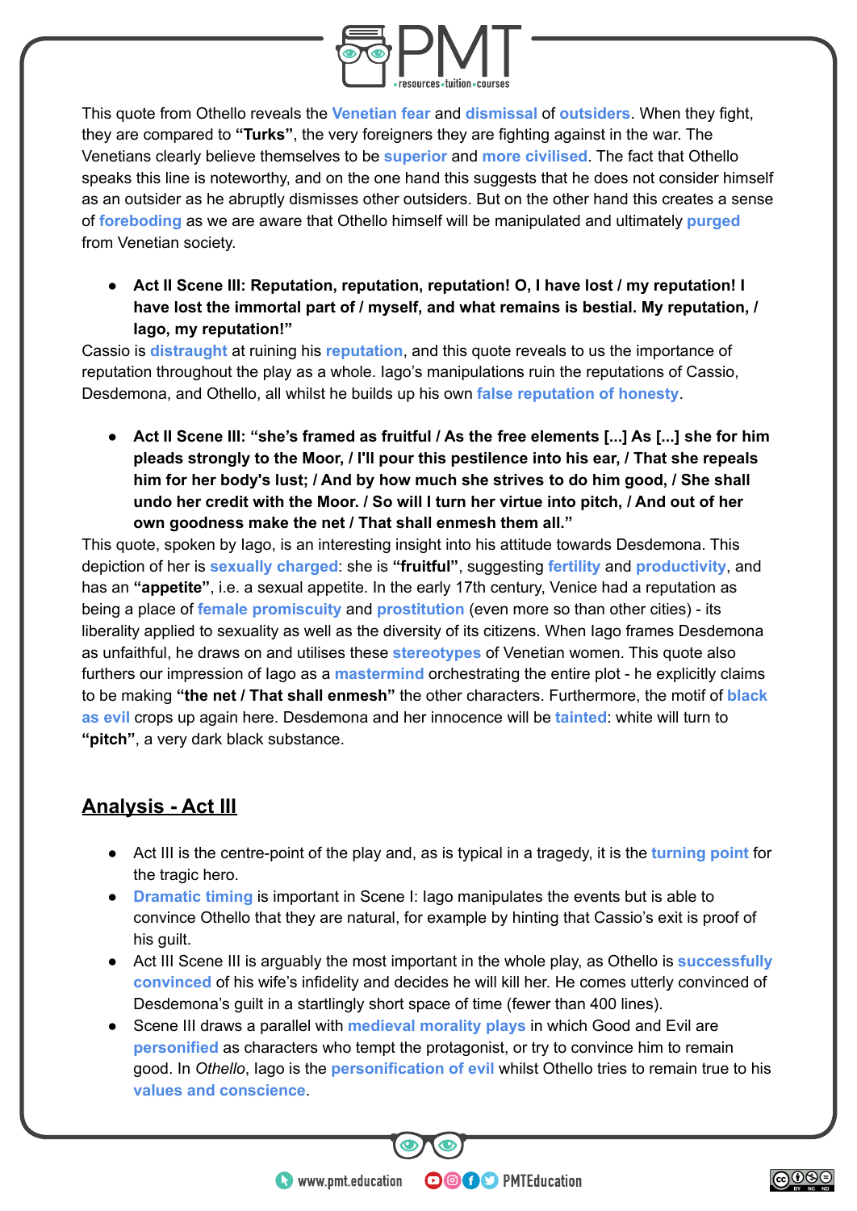This quote from Othello reveals the Venetian fear and dismissal of outsiders. When they fight, they are compared to **"Turks"**, the very foreigners they are fighting against in the war. The Venetians clearly believe themselves to be superior and more civilised. The fact that Othello speaks this line is noteworthy, and on the one hand this suggests that he does not consider himself as an outsider as he abruptly dismisses other outsiders. But on the other hand this creates a sense of foreboding as we are aware that Othello himself will be manipulated and ultimately purged from Venetian society.

- **Act II Scene III: Reputation, reputation, reputation! O, I have lost / my reputation! I have lost the immortal part of / myself, and what remains is bestial. My reputation, / Iago, my reputation!"**

Cassio is distraught at ruining his reputation, and this quote reveals to us the importance of reputation throughout the play as a whole. Iago's manipulations ruin the reputations of Cassio, Desdemona, and Othello, all whilst he builds up his own false reputation of honesty.

- **Act II Scene III: "she's framed as fruitful / As the free elements [...] As [...] she for him pleads strongly to the Moor, / I'll pour this pestilence into his ear, / That she repeals him for her body's lust; / And by how much she strives to do him good, / She shall undo her credit with the Moor. / So will I turn her virtue into pitch, / And out of her own goodness make the net / That shall enmesh them all."**

This quote, spoken by Iago, is an interesting insight into his attitude towards Desdemona. This depiction of her is sexually charged: she is **"fruitful"**, suggesting fertility and productivity, and has an **"appetite"**, i.e. a sexual appetite. In the early 17th century, Venice had a reputation as being a place of female promiscuity and prostitution (even more so than other cities) - its liberality applied to sexuality as well as the diversity of its citizens. When Iago frames Desdemona as unfaithful, he draws on and utilises these stereotypes of Venetian women. This quote also furthers our impression of Iago as a mastermind orchestrating the entire plot - he explicitly claims to be making **"the net / That shall enmesh"** the other characters. Furthermore, the motif of black as evil crops up again here. Desdemona and her innocence will be tainted: white will turn to **"pitch"**, a very dark black substance.

## Analysis - Act III

- Act III is the centre-point of the play and, as is typical in a tragedy, it is the turning point for the tragic hero.
- Dramatic timing is important in Scene I: Iago manipulates the events but is able to convince Othello that they are natural, for example by hinting that Cassio's exit is proof of his guilt.
- Act III Scene III is arguably the most important in the whole play, as Othello is successfully convinced of his wife's infidelity and decides he will kill her. He comes utterly convinced of Desdemona's guilt in a startlingly short space of time (fewer than 400 lines).
- Scene III draws a parallel with medieval morality plays in which Good and Evil are personified as characters who tempt the protagonist, or try to convince him to remain good. In *Othello*, Iago is the personification of evil whilst Othello tries to remain true to his values and conscience.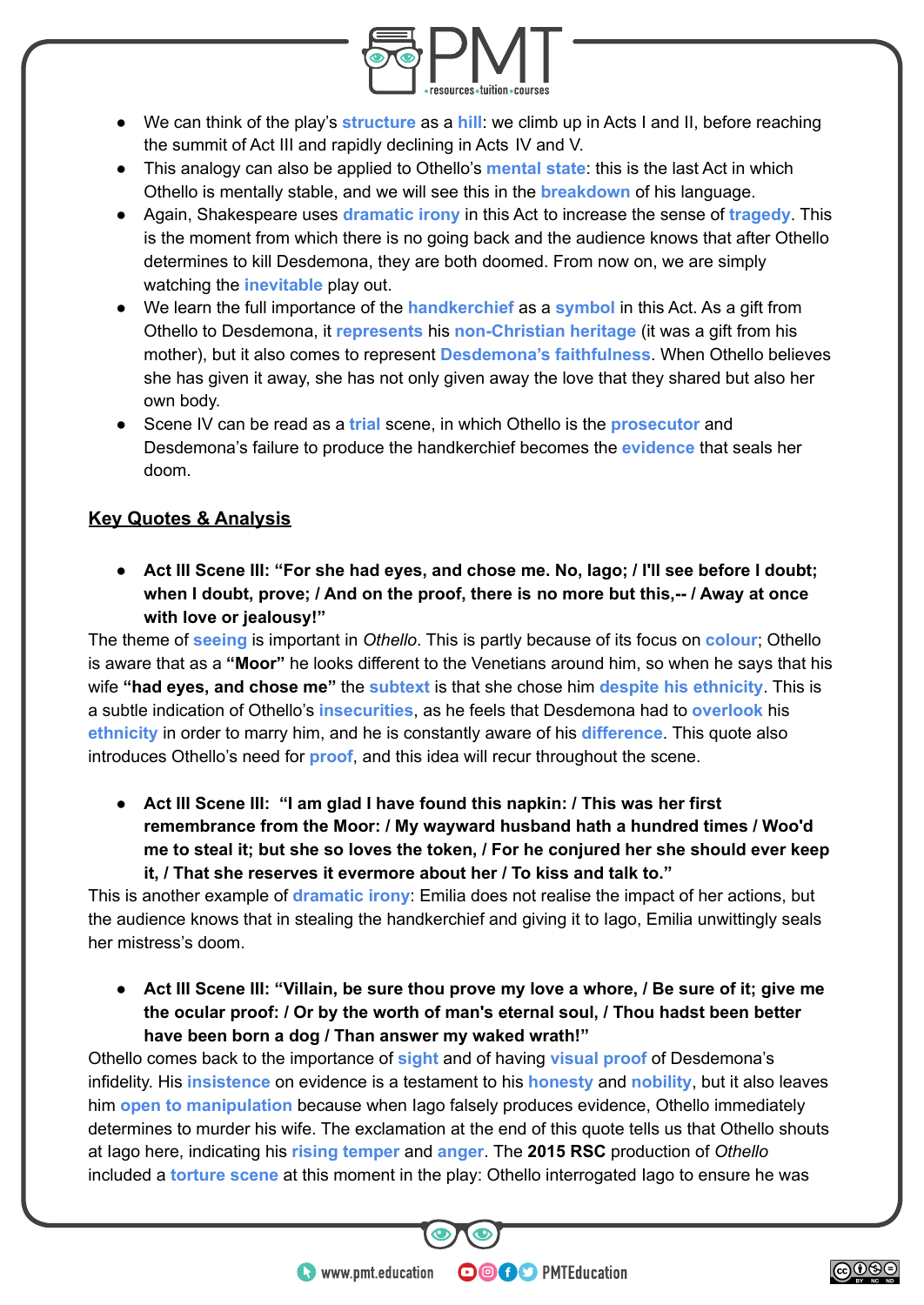- We can think of the play's **structure** as a **hill**: we climb up in Acts I and II, before reaching the summit of Act III and rapidly declining in Acts IV and V.
- This analogy can also be applied to Othello's **mental state**: this is the last Act in which Othello is mentally stable, and we will see this in the **breakdown** of his language.
- Again, Shakespeare uses **dramatic irony** in this Act to increase the sense of **tragedy**. This is the moment from which there is no going back and the audience knows that after Othello determines to kill Desdemona, they are both doomed. From now on, we are simply watching the **inevitable** play out.
- We learn the full importance of the **handkerchief** as a **symbol** in this Act. As a gift from Othello to Desdemona, it **represents** his **non-Christian heritage** (it was a gift from his mother), but it also comes to represent **Desdemona's faithfulness**. When Othello believes she has given it away, she has not only given away the love that they shared but also her own body.
- Scene IV can be read as a **trial** scene, in which Othello is the **prosecutor** and Desdemona's failure to produce the handkerchief becomes the **evidence** that seals her doom.

## Key Quotes & Analysis

- **Act III Scene III: "For she had eyes, and chose me. No, Iago; / I'll see before I doubt; when I doubt, prove; / And on the proof, there is no more but this,-- / Away at once with love or jealousy!"**

The theme of **seeing** is important in *Othello*. This is partly because of its focus on **colour**; Othello is aware that as a **"Moor"** he looks different to the Venetians around him, so when he says that his wife **"had eyes, and chose me"** the **subtext** is that she chose him **despite his ethnicity**. This is a subtle indication of Othello's **insecurities**, as he feels that Desdemona had to **overlook** his **ethnicity** in order to marry him, and he is constantly aware of his **difference**. This quote also introduces Othello's need for **proof**, and this idea will recur throughout the scene.

- **Act III Scene III: "I am glad I have found this napkin: / This was her first remembrance from the Moor: / My wayward husband hath a hundred times / Woo'd me to steal it; but she so loves the token, / For he conjured her she should ever keep it, / That she reserves it evermore about her / To kiss and talk to."**

This is another example of **dramatic irony**: Emilia does not realise the impact of her actions, but the audience knows that in stealing the handkerchief and giving it to Iago, Emilia unwittingly seals her mistress's doom.

- **Act III Scene III: "Villain, be sure thou prove my love a whore, / Be sure of it; give me the ocular proof: / Or by the worth of man's eternal soul, / Thou hadst been better have been born a dog / Than answer my waked wrath!"**

Othello comes back to the importance of **sight** and of having **visual proof** of Desdemona's infidelity. His **insistence** on evidence is a testament to his **honesty** and **nobility**, but it also leaves him **open to manipulation** because when Iago falsely produces evidence, Othello immediately determines to murder his wife. The exclamation at the end of this quote tells us that Othello shouts at Iago here, indicating his **rising temper** and **anger**. The **2015 RSC** production of *Othello* included a **torture scene** at this moment in the play: Othello interrogated Iago to ensure he was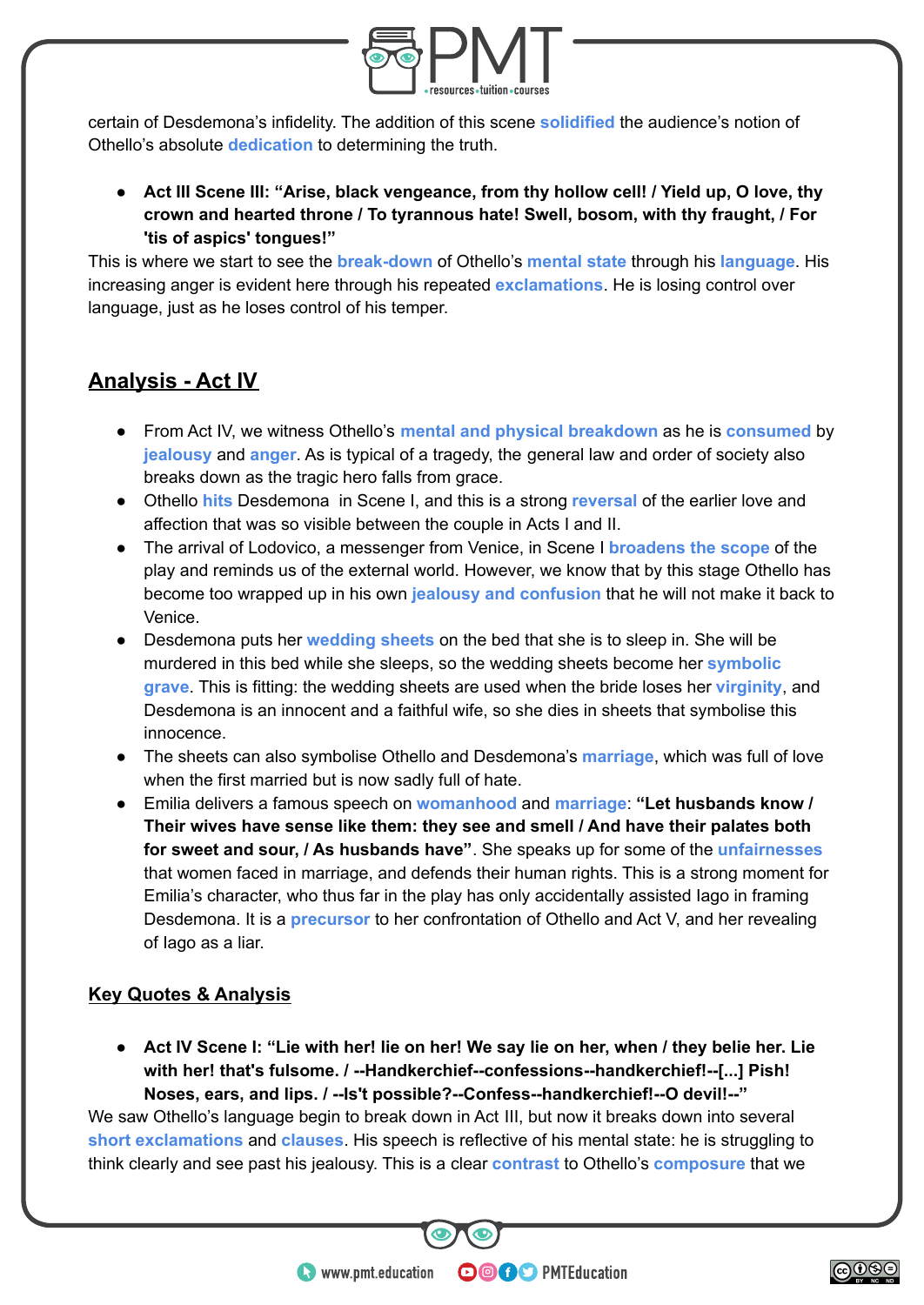certain of Desdemona's infidelity. The addition of this scene **solidified** the audience's notion of Othello's absolute **dedication** to determining the truth.

- **Act III Scene III: "Arise, black vengeance, from thy hollow cell! / Yield up, O love, thy crown and hearted throne / To tyrannous hate! Swell, bosom, with thy fraught, / For 'tis of aspics' tongues!"**

This is where we start to see the **break-down** of Othello's **mental state** through his **language**. His increasing anger is evident here through his repeated **exclamations**. He is losing control over language, just as he loses control of his temper.

## Analysis - Act IV

- From Act IV, we witness Othello's **mental and physical breakdown** as he is **consumed** by **jealousy** and **anger**. As is typical of a tragedy, the general law and order of society also breaks down as the tragic hero falls from grace.
- Othello **hits** Desdemona in Scene I, and this is a strong **reversal** of the earlier love and affection that was so visible between the couple in Acts I and II.
- The arrival of Lodovico, a messenger from Venice, in Scene I **broadens the scope** of the play and reminds us of the external world. However, we know that by this stage Othello has become too wrapped up in his own **jealousy and confusion** that he will not make it back to Venice.
- Desdemona puts her **wedding sheets** on the bed that she is to sleep in. She will be murdered in this bed while she sleeps, so the wedding sheets become her **symbolic grave**. This is fitting: the wedding sheets are used when the bride loses her **virginity**, and Desdemona is an innocent and a faithful wife, so she dies in sheets that symbolise this innocence.
- The sheets can also symbolise Othello and Desdemona's **marriage**, which was full of love when the first married but is now sadly full of hate.
- Emilia delivers a famous speech on **womanhood** and **marriage**: **"Let husbands know / Their wives have sense like them: they see and smell / And have their palates both for sweet and sour, / As husbands have"**. She speaks up for some of the **unfairnesses** that women faced in marriage, and defends their human rights. This is a strong moment for Emilia's character, who thus far in the play has only accidentally assisted Iago in framing Desdemona. It is a **precursor** to her confrontation of Othello and Act V, and her revealing of Iago as a liar.

### Key Quotes & Analysis

- **Act IV Scene I: "Lie with her! lie on her! We say lie on her, when / they belie her. Lie with her! that's fulsome. / --Handkerchief--confessions--handkerchief!--[...] Pish! Noses, ears, and lips. / --Is't possible?--Confess--handkerchief!--O devil!--"**

We saw Othello's language begin to break down in Act III, but now it breaks down into several **short exclamations** and **clauses**. His speech is reflective of his mental state: he is struggling to think clearly and see past his jealousy. This is a clear **contrast** to Othello's **composure** that we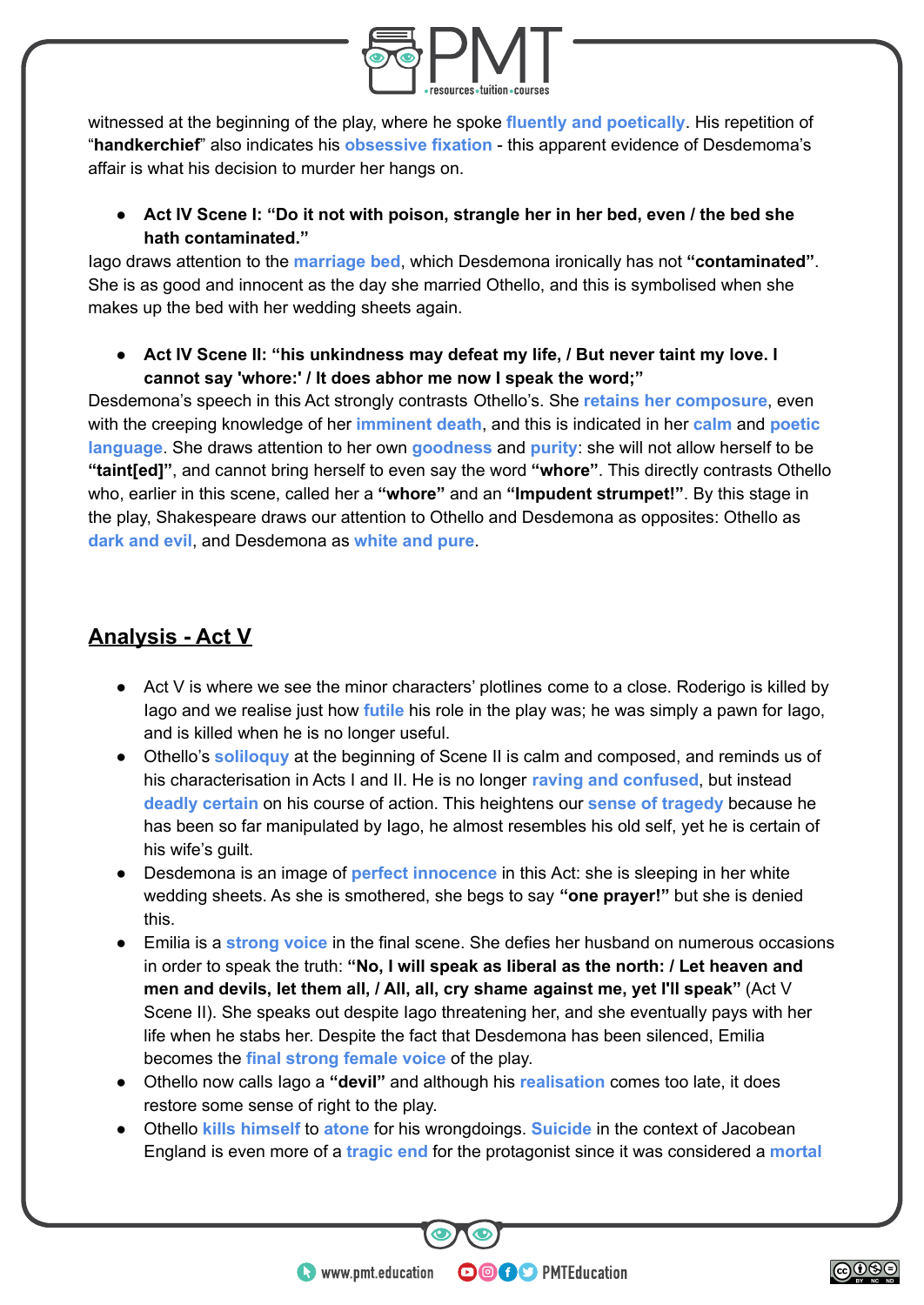witnessed at the beginning of the play, where he spoke fluently and poetically. His repetition of "**handkerchief**" also indicates his obsessive fixation - this apparent evidence of Desdemoma's affair is what his decision to murder her hangs on.

- **Act IV Scene I: "Do it not with poison, strangle her in her bed, even / the bed she hath contaminated."**

Iago draws attention to the marriage bed, which Desdemona ironically has not **"contaminated"**. She is as good and innocent as the day she married Othello, and this is symbolised when she makes up the bed with her wedding sheets again.

- **Act IV Scene II: "his unkindness may defeat my life, / But never taint my love. I cannot say 'whore:' / It does abhor me now I speak the word;"**

Desdemona's speech in this Act strongly contrasts Othello's. She retains her composure, even with the creeping knowledge of her imminent death, and this is indicated in her calm and poetic language. She draws attention to her own goodness and purity: she will not allow herself to be **"taint[ed]"**, and cannot bring herself to even say the word **"whore"**. This directly contrasts Othello who, earlier in this scene, called her a **"whore"** and an **"Impudent strumpet!"**. By this stage in the play, Shakespeare draws our attention to Othello and Desdemona as opposites: Othello as dark and evil, and Desdemona as white and pure.

## Analysis - Act V

- Act V is where we see the minor characters' plotlines come to a close. Roderigo is killed by Iago and we realise just how futile his role in the play was; he was simply a pawn for Iago, and is killed when he is no longer useful.
- Othello's soliloquy at the beginning of Scene II is calm and composed, and reminds us of his characterisation in Acts I and II. He is no longer raving and confused, but instead deadly certain on his course of action. This heightens our sense of tragedy because he has been so far manipulated by Iago, he almost resembles his old self, yet he is certain of his wife's guilt.
- Desdemona is an image of perfect innocence in this Act: she is sleeping in her white wedding sheets. As she is smothered, she begs to say **"one prayer!"** but she is denied this.
- Emilia is a strong voice in the final scene. She defies her husband on numerous occasions in order to speak the truth: **"No, I will speak as liberal as the north: / Let heaven and men and devils, let them all, / All, all, cry shame against me, yet I'll speak"** (Act V Scene II). She speaks out despite Iago threatening her, and she eventually pays with her life when he stabs her. Despite the fact that Desdemona has been silenced, Emilia becomes the final strong female voice of the play.
- Othello now calls Iago a **"devil"** and although his realisation comes too late, it does restore some sense of right to the play.
- Othello kills himself to atone for his wrongdoings. Suicide in the context of Jacobean England is even more of a tragic end for the protagonist since it was considered a mortal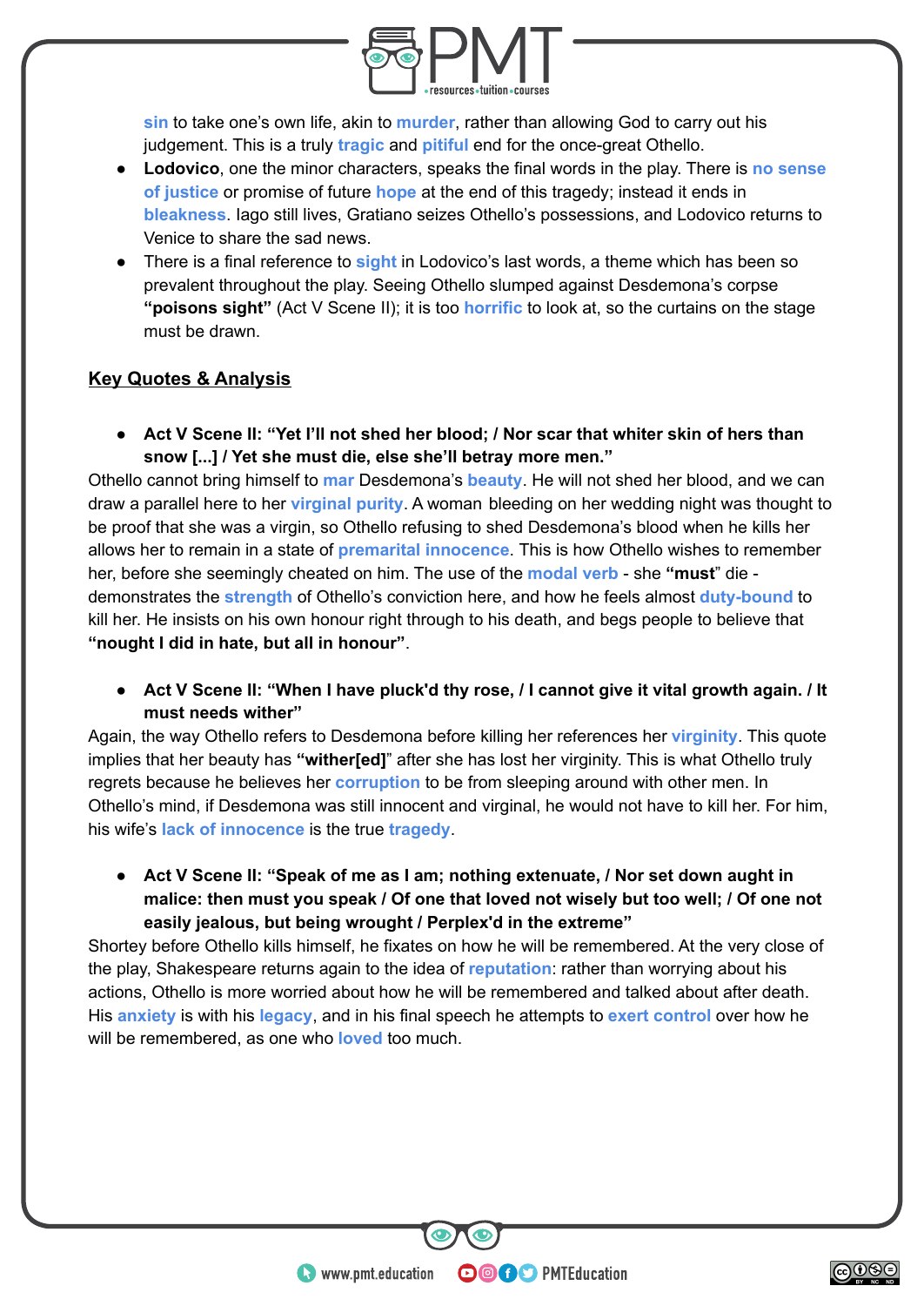- **sin** to take one's own life, akin to **murder**, rather than allowing God to carry out his judgement. This is a truly **tragic** and **pitiful** end for the once-great Othello.
- **Lodovico**, one the minor characters, speaks the final words in the play. There is **no sense of justice** or promise of future **hope** at the end of this tragedy; instead it ends in **bleakness**. Iago still lives, Gratiano seizes Othello's possessions, and Lodovico returns to Venice to share the sad news.
- There is a final reference to **sight** in Lodovico's last words, a theme which has been so prevalent throughout the play. Seeing Othello slumped against Desdemona's corpse **"poisons sight"** (Act V Scene II); it is too **horrific** to look at, so the curtains on the stage must be drawn.

## Key Quotes & Analysis

- **Act V Scene II: "Yet I'll not shed her blood; / Nor scar that whiter skin of hers than snow [...] / Yet she must die, else she'll betray more men."**

Othello cannot bring himself to **mar** Desdemona's **beauty**. He will not shed her blood, and we can draw a parallel here to her **virginal purity**. A woman bleeding on her wedding night was thought to be proof that she was a virgin, so Othello refusing to shed Desdemona's blood when he kills her allows her to remain in a state of **premarital innocence**. This is how Othello wishes to remember her, before she seemingly cheated on him. The use of the **modal verb** - she **"must"** die - demonstrates the **strength** of Othello's conviction here, and how he feels almost **duty-bound** to kill her. He insists on his own honour right through to his death, and begs people to believe that **"nought I did in hate, but all in honour"**.

- **Act V Scene II: "When I have pluck'd thy rose, / I cannot give it vital growth again. / It must needs wither"**

Again, the way Othello refers to Desdemona before killing her references her **virginity**. This quote implies that her beauty has **"wither[ed]"** after she has lost her virginity. This is what Othello truly regrets because he believes her **corruption** to be from sleeping around with other men. In Othello's mind, if Desdemona was still innocent and virginal, he would not have to kill her. For him, his wife's **lack of innocence** is the true **tragedy**.

- **Act V Scene II: "Speak of me as I am; nothing extenuate, / Nor set down aught in malice: then must you speak / Of one that loved not wisely but too well; / Of one not easily jealous, but being wrought / Perplex'd in the extreme"**

Shortey before Othello kills himself, he fixates on how he will be remembered. At the very close of the play, Shakespeare returns again to the idea of **reputation**: rather than worrying about his actions, Othello is more worried about how he will be remembered and talked about after death. His **anxiety** is with his **legacy**, and in his final speech he attempts to **exert control** over how he will be remembered, as one who **loved** too much.